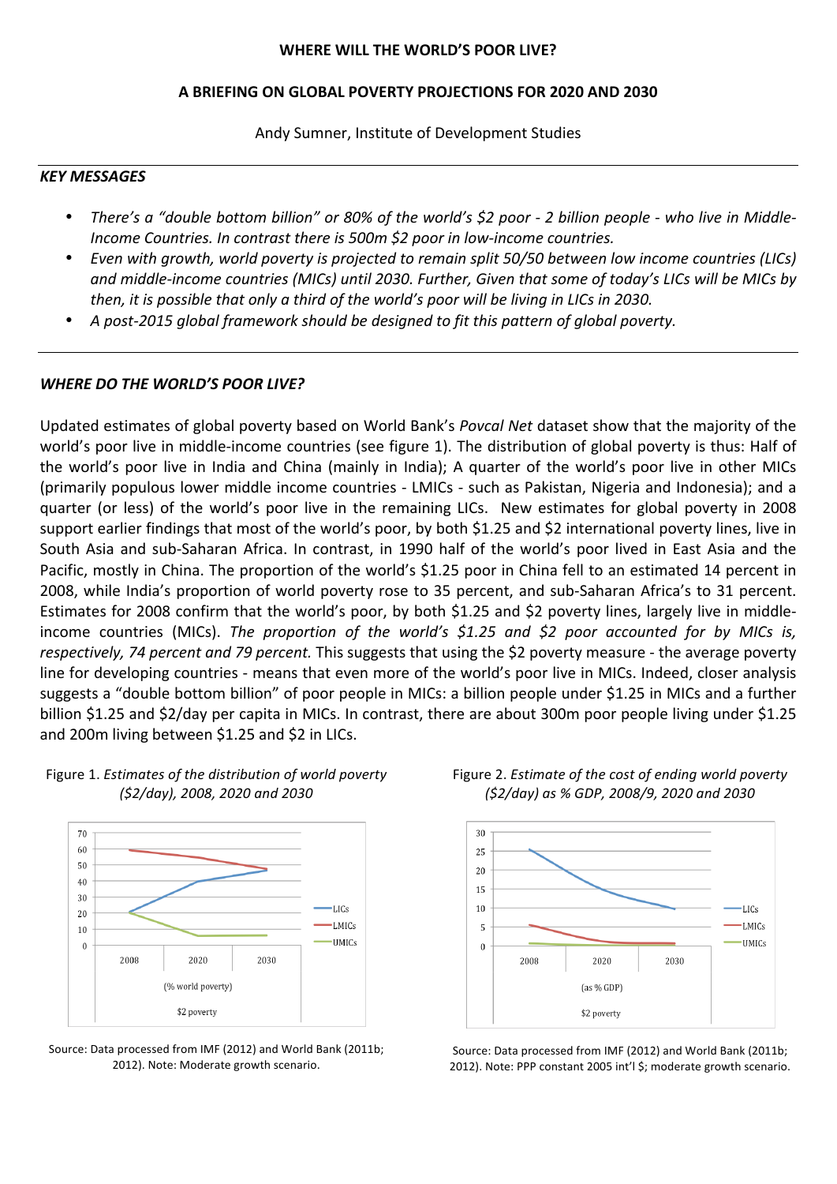**WHERE WILL THE WORLD'S POOR LIVE?**

**A BRIEFING ON GLOBAL POVERTY PROJECTIONS FOR 2020 AND 2030**

Andy Sumner, Institute of Development Studies

***KEY MESSAGES***

- *There's a "double bottom billion" or 80% of the world's $2 poor - 2 billion people - who live in Middle-Income Countries. In contrast there is 500m $2 poor in low-income countries.*
- *Even with growth, world poverty is projected to remain split 50/50 between low income countries (LICs) and middle-income countries (MICs) until 2030. Further, Given that some of today's LICs will be MICs by then, it is possible that only a third of the world's poor will be living in LICs in 2030.*
- *A post-2015 global framework should be designed to fit this pattern of global poverty.*

***WHERE DO THE WORLD'S POOR LIVE?***

Updated estimates of global poverty based on World Bank's *Povcal Net* dataset show that the majority of the world's poor live in middle-income countries (see figure 1). The distribution of global poverty is thus: Half of the world's poor live in India and China (mainly in India); A quarter of the world's poor live in other MICs (primarily populous lower middle income countries - LMICs - such as Pakistan, Nigeria and Indonesia); and a quarter (or less) of the world's poor live in the remaining LICs. New estimates for global poverty in 2008 support earlier findings that most of the world's poor, by both $1.25 and $2 international poverty lines, live in South Asia and sub-Saharan Africa. In contrast, in 1990 half of the world's poor lived in East Asia and the Pacific, mostly in China. The proportion of the world's $1.25 poor in China fell to an estimated 14 percent in 2008, while India's proportion of world poverty rose to 35 percent, and sub-Saharan Africa's to 31 percent. Estimates for 2008 confirm that the world's poor, by both $1.25 and $2 poverty lines, largely live in middle-income countries (MICs). *The proportion of the world's $1.25 and $2 poor accounted for by MICs is, respectively, 74 percent and 79 percent.* This suggests that using the $2 poverty measure - the average poverty line for developing countries - means that even more of the world's poor live in MICs. Indeed, closer analysis suggests a "double bottom billion" of poor people in MICs: a billion people under $1.25 in MICs and a further billion $1.25 and $2/day per capita in MICs. In contrast, there are about 300m poor people living under $1.25 and 200m living between $1.25 and $2 in LICs.

Figure 1. *Estimates of the distribution of world poverty ($2/day), 2008, 2020 and 2030*

Source: Data processed from IMF (2012) and World Bank (2011b; 2012). Note: Moderate growth scenario.

Figure 2. *Estimate of the cost of ending world poverty ($2/day) as % GDP, 2008/9, 2020 and 2030*

Source: Data processed from IMF (2012) and World Bank (2011b; 2012). Note: PPP constant 2005 int'l $; moderate growth scenario.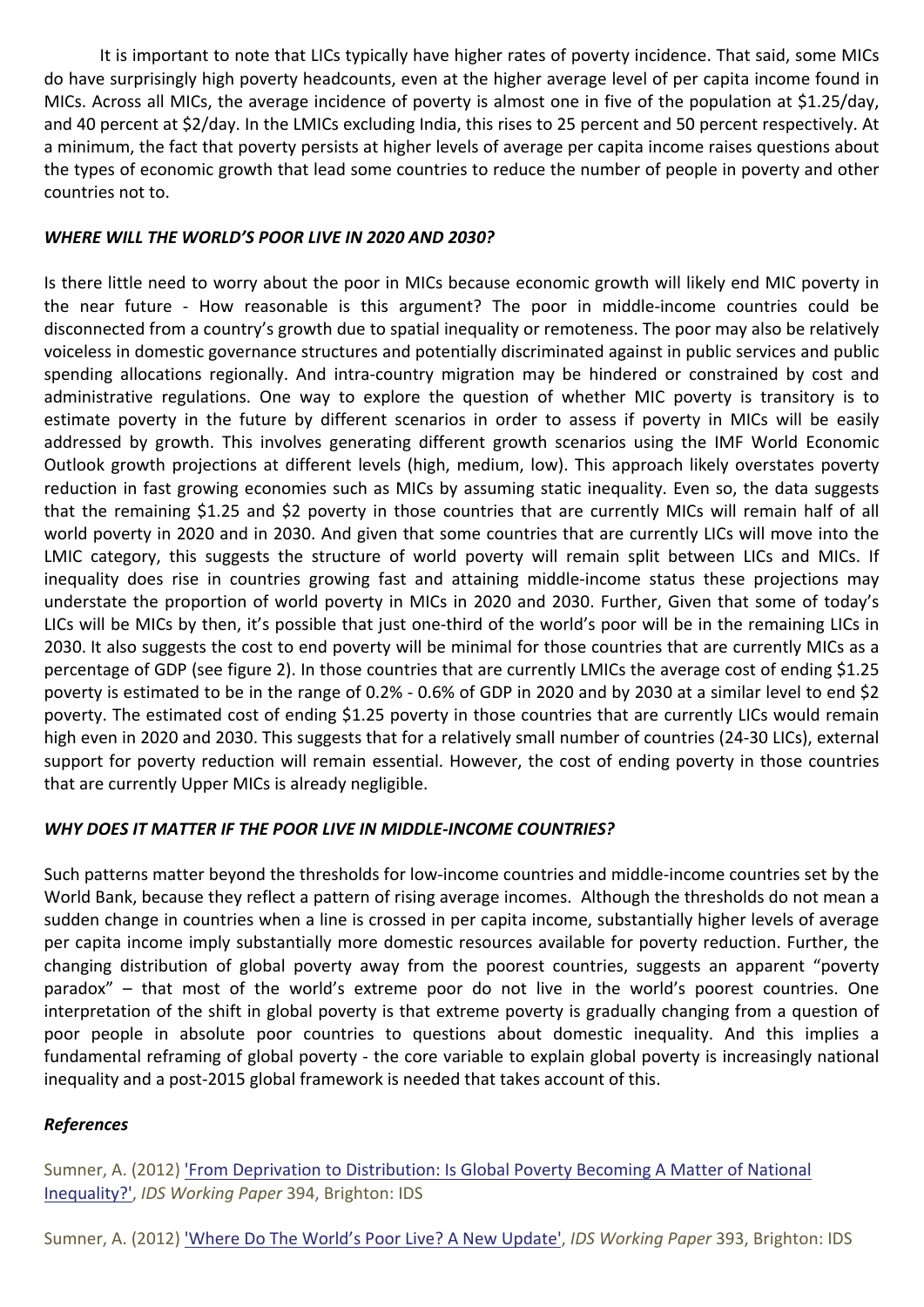It is important to note that LICs typically have higher rates of poverty incidence. That said, some MICs do have surprisingly high poverty headcounts, even at the higher average level of per capita income found in MICs. Across all MICs, the average incidence of poverty is almost one in five of the population at $1.25/day, and 40 percent at $2/day. In the LMICs excluding India, this rises to 25 percent and 50 percent respectively. At a minimum, the fact that poverty persists at higher levels of average per capita income raises questions about the types of economic growth that lead some countries to reduce the number of people in poverty and other countries not to.

### *WHERE WILL THE WORLD'S POOR LIVE IN 2020 AND 2030?*

Is there little need to worry about the poor in MICs because economic growth will likely end MIC poverty in the near future - How reasonable is this argument? The poor in middle-income countries could be disconnected from a country's growth due to spatial inequality or remoteness. The poor may also be relatively voiceless in domestic governance structures and potentially discriminated against in public services and public spending allocations regionally. And intra-country migration may be hindered or constrained by cost and administrative regulations. One way to explore the question of whether MIC poverty is transitory is to estimate poverty in the future by different scenarios in order to assess if poverty in MICs will be easily addressed by growth. This involves generating different growth scenarios using the IMF World Economic Outlook growth projections at different levels (high, medium, low). This approach likely overstates poverty reduction in fast growing economies such as MICs by assuming static inequality. Even so, the data suggests that the remaining $1.25 and $2 poverty in those countries that are currently MICs will remain half of all world poverty in 2020 and in 2030. And given that some countries that are currently LICs will move into the LMIC category, this suggests the structure of world poverty will remain split between LICs and MICs. If inequality does rise in countries growing fast and attaining middle-income status these projections may understate the proportion of world poverty in MICs in 2020 and 2030. Further, Given that some of today's LICs will be MICs by then, it's possible that just one-third of the world's poor will be in the remaining LICs in 2030. It also suggests the cost to end poverty will be minimal for those countries that are currently MICs as a percentage of GDP (see figure 2). In those countries that are currently LMICs the average cost of ending $1.25 poverty is estimated to be in the range of 0.2% - 0.6% of GDP in 2020 and by 2030 at a similar level to end $2 poverty. The estimated cost of ending $1.25 poverty in those countries that are currently LICs would remain high even in 2020 and 2030. This suggests that for a relatively small number of countries (24-30 LICs), external support for poverty reduction will remain essential. However, the cost of ending poverty in those countries that are currently Upper MICs is already negligible.

### *WHY DOES IT MATTER IF THE POOR LIVE IN MIDDLE-INCOME COUNTRIES?*

Such patterns matter beyond the thresholds for low-income countries and middle-income countries set by the World Bank, because they reflect a pattern of rising average incomes. Although the thresholds do not mean a sudden change in countries when a line is crossed in per capita income, substantially higher levels of average per capita income imply substantially more domestic resources available for poverty reduction. Further, the changing distribution of global poverty away from the poorest countries, suggests an apparent "poverty paradox" – that most of the world's extreme poor do not live in the world's poorest countries. One interpretation of the shift in global poverty is that extreme poverty is gradually changing from a question of poor people in absolute poor countries to questions about domestic inequality. And this implies a fundamental reframing of global poverty - the core variable to explain global poverty is increasingly national inequality and a post-2015 global framework is needed that takes account of this.

### *References*

Sumner, A. (2012) 'From Deprivation to Distribution: Is Global Poverty Becoming A Matter of National Inequality?', *IDS Working Paper* 394, Brighton: IDS

Sumner, A. (2012) 'Where Do The World's Poor Live? A New Update', *IDS Working Paper* 393, Brighton: IDS